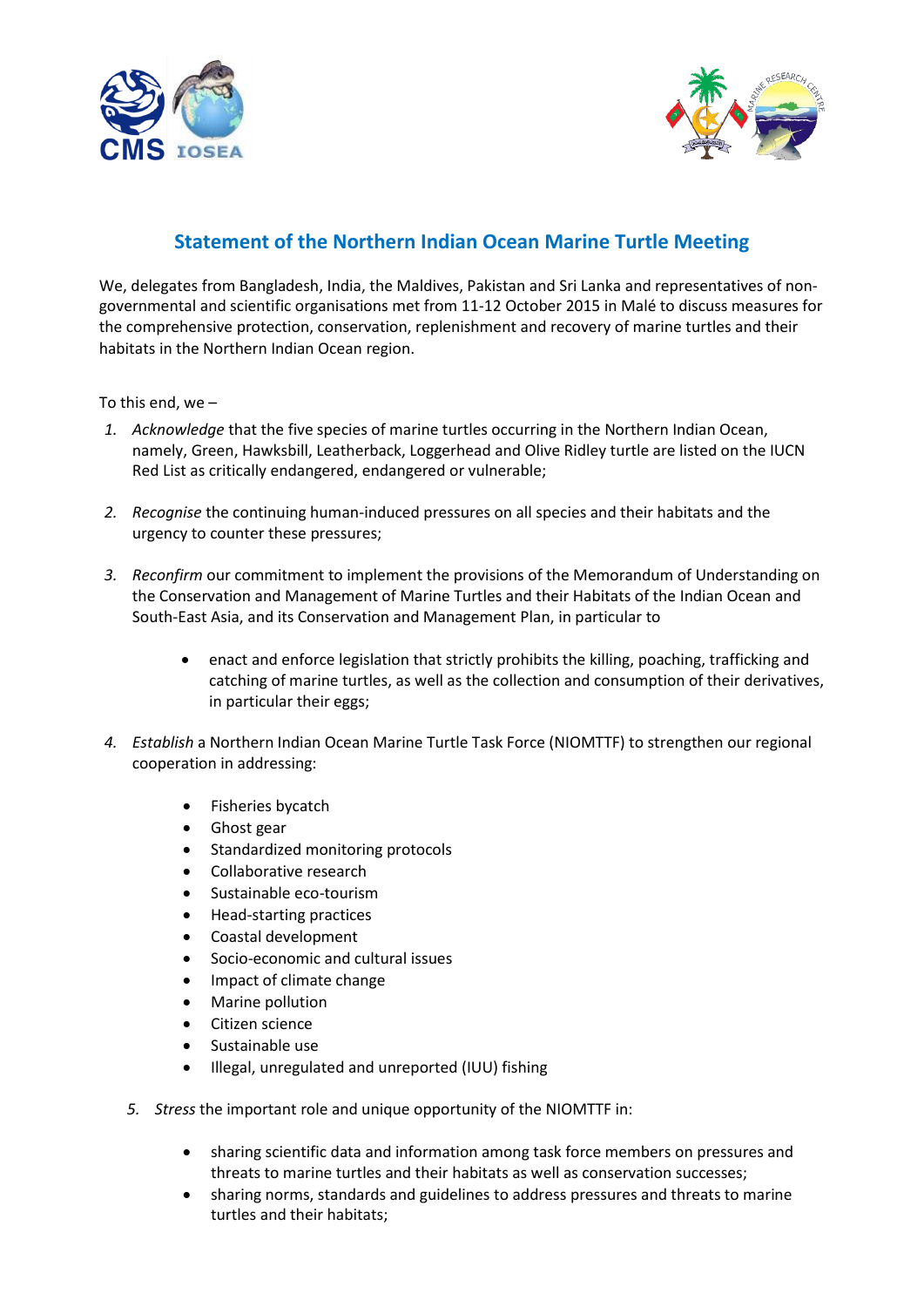# Statement of the Northern Indian Ocean Marine Turtle Meeting

We, delegates from Bangladesh, India, the Maldives, Pakistan and Sri Lanka and representatives of non-governmental and scientific organisations met from 11-12 October 2015 in Malé to discuss measures for the comprehensive protection, conservation, replenishment and recovery of marine turtles and their habitats in the Northern Indian Ocean region.

To this end, we –

1. *Acknowledge* that the five species of marine turtles occurring in the Northern Indian Ocean, namely, Green, Hawksbill, Leatherback, Loggerhead and Olive Ridley turtle are listed on the IUCN Red List as critically endangered, endangered or vulnerable;

2. *Recognise* the continuing human-induced pressures on all species and their habitats and the urgency to counter these pressures;

3. *Reconfirm* our commitment to implement the provisions of the Memorandum of Understanding on the Conservation and Management of Marine Turtles and their Habitats of the Indian Ocean and South-East Asia, and its Conservation and Management Plan, in particular to

    - enact and enforce legislation that strictly prohibits the killing, poaching, trafficking and catching of marine turtles, as well as the collection and consumption of their derivatives, in particular their eggs;

4. *Establish* a Northern Indian Ocean Marine Turtle Task Force (NIOMTTF) to strengthen our regional cooperation in addressing:

    - Fisheries bycatch
    - Ghost gear
    - Standardized monitoring protocols
    - Collaborative research
    - Sustainable eco-tourism
    - Head-starting practices
    - Coastal development
    - Socio-economic and cultural issues
    - Impact of climate change
    - Marine pollution
    - Citizen science
    - Sustainable use
    - Illegal, unregulated and unreported (IUU) fishing

5. *Stress* the important role and unique opportunity of the NIOMTTF in:

    - sharing scientific data and information among task force members on pressures and threats to marine turtles and their habitats as well as conservation successes;
    - sharing norms, standards and guidelines to address pressures and threats to marine turtles and their habitats;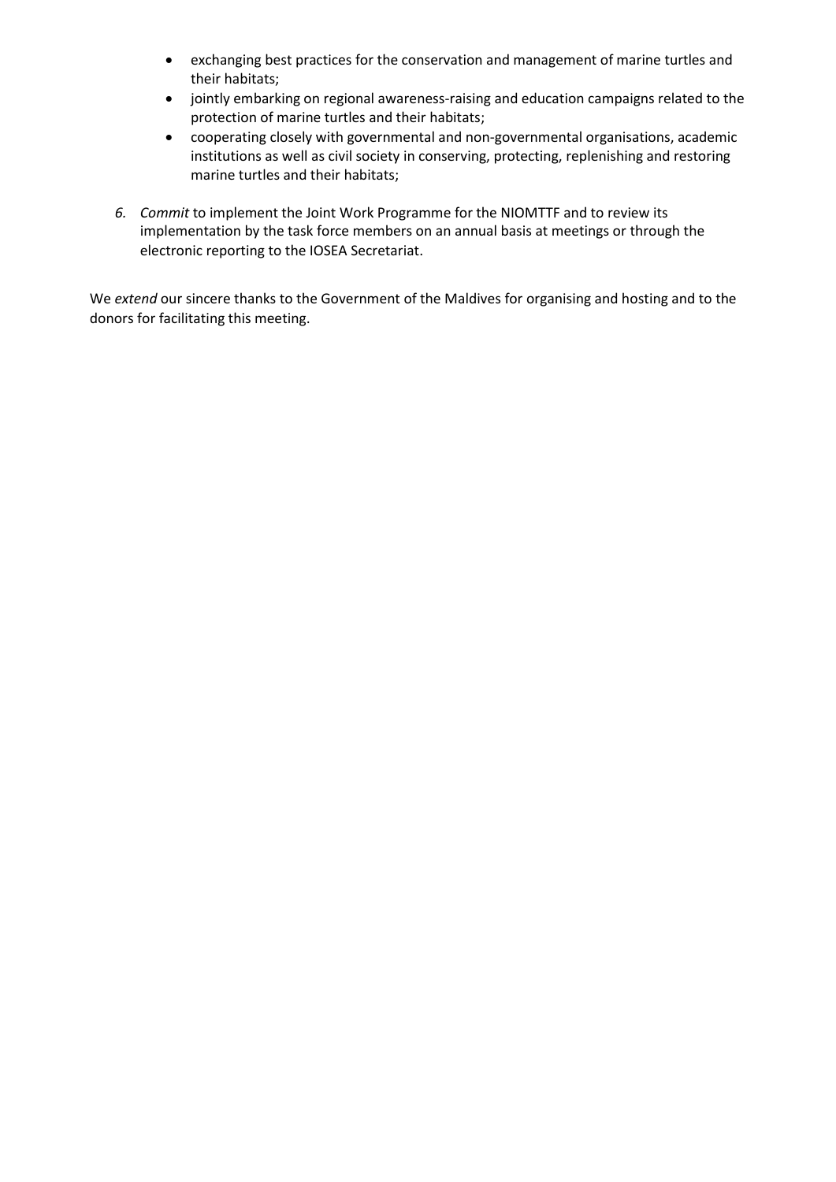- exchanging best practices for the conservation and management of marine turtles and their habitats;
- jointly embarking on regional awareness-raising and education campaigns related to the protection of marine turtles and their habitats;
- cooperating closely with governmental and non-governmental organisations, academic institutions as well as civil society in conserving, protecting, replenishing and restoring marine turtles and their habitats;

6. *Commit* to implement the Joint Work Programme for the NIOMTTF and to review its implementation by the task force members on an annual basis at meetings or through the electronic reporting to the IOSEA Secretariat.

We *extend* our sincere thanks to the Government of the Maldives for organising and hosting and to the donors for facilitating this meeting.